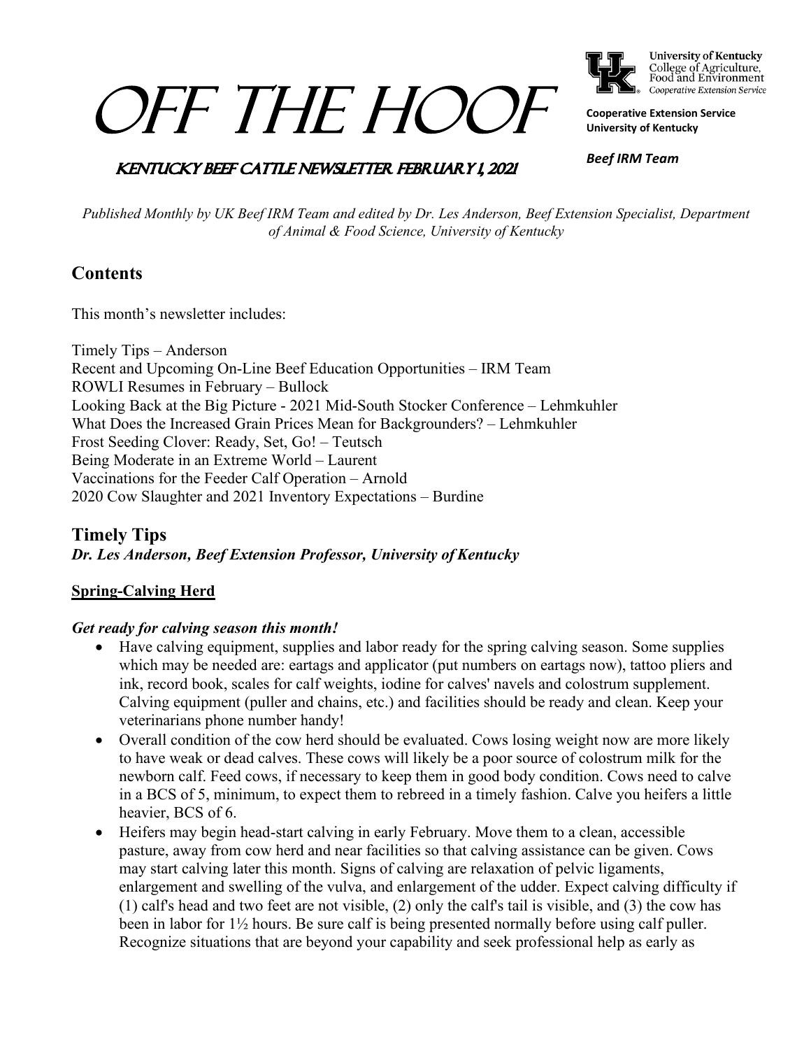# OFF THE HOOF

University of Kentucky College of Agriculture, Food and Environment Cooperative Extension Service

**Cooperative Extension Service**
**University of Kentucky**

***Beef IRM Team***

## KENTUCKY BEEF CATTLE NEWSLETTER FEBRUARY 1, 2021

*Published Monthly by UK Beef IRM Team and edited by Dr. Les Anderson, Beef Extension Specialist, Department of Animal & Food Science, University of Kentucky*

## Contents

This month's newsletter includes:

Timely Tips – Anderson
Recent and Upcoming On-Line Beef Education Opportunities – IRM Team
ROWLI Resumes in February – Bullock
Looking Back at the Big Picture - 2021 Mid-South Stocker Conference – Lehmkuhler
What Does the Increased Grain Prices Mean for Backgrounders? – Lehmkuhler
Frost Seeding Clover: Ready, Set, Go! – Teutsch
Being Moderate in an Extreme World – Laurent
Vaccinations for the Feeder Calf Operation – Arnold
2020 Cow Slaughter and 2021 Inventory Expectations – Burdine

## Timely Tips

***Dr. Les Anderson, Beef Extension Professor, University of Kentucky***

### Spring-Calving Herd

***Get ready for calving season this month!***

- Have calving equipment, supplies and labor ready for the spring calving season. Some supplies which may be needed are: eartags and applicator (put numbers on eartags now), tattoo pliers and ink, record book, scales for calf weights, iodine for calves' navels and colostrum supplement. Calving equipment (puller and chains, etc.) and facilities should be ready and clean. Keep your veterinarians phone number handy!
- Overall condition of the cow herd should be evaluated. Cows losing weight now are more likely to have weak or dead calves. These cows will likely be a poor source of colostrum milk for the newborn calf. Feed cows, if necessary to keep them in good body condition. Cows need to calve in a BCS of 5, minimum, to expect them to rebreed in a timely fashion. Calve you heifers a little heavier, BCS of 6.
- Heifers may begin head-start calving in early February. Move them to a clean, accessible pasture, away from cow herd and near facilities so that calving assistance can be given. Cows may start calving later this month. Signs of calving are relaxation of pelvic ligaments, enlargement and swelling of the vulva, and enlargement of the udder. Expect calving difficulty if (1) calf's head and two feet are not visible, (2) only the calf's tail is visible, and (3) the cow has been in labor for 1½ hours. Be sure calf is being presented normally before using calf puller. Recognize situations that are beyond your capability and seek professional help as early as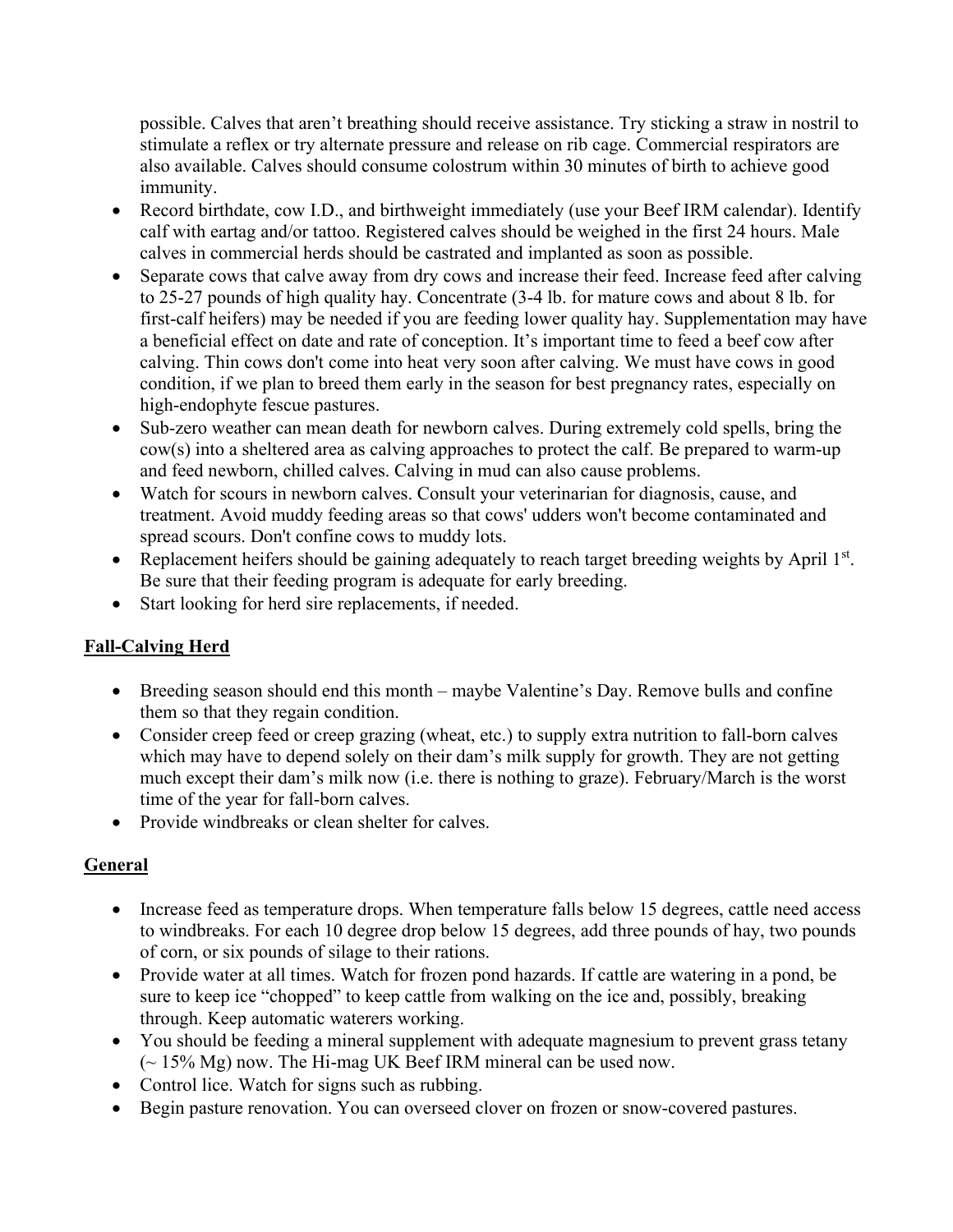possible. Calves that aren't breathing should receive assistance. Try sticking a straw in nostril to stimulate a reflex or try alternate pressure and release on rib cage. Commercial respirators are also available. Calves should consume colostrum within 30 minutes of birth to achieve good immunity.

- Record birthdate, cow I.D., and birthweight immediately (use your Beef IRM calendar). Identify calf with eartag and/or tattoo. Registered calves should be weighed in the first 24 hours. Male calves in commercial herds should be castrated and implanted as soon as possible.
- Separate cows that calve away from dry cows and increase their feed. Increase feed after calving to 25-27 pounds of high quality hay. Concentrate (3-4 lb. for mature cows and about 8 lb. for first-calf heifers) may be needed if you are feeding lower quality hay. Supplementation may have a beneficial effect on date and rate of conception. It's important time to feed a beef cow after calving. Thin cows don't come into heat very soon after calving. We must have cows in good condition, if we plan to breed them early in the season for best pregnancy rates, especially on high-endophyte fescue pastures.
- Sub-zero weather can mean death for newborn calves. During extremely cold spells, bring the cow(s) into a sheltered area as calving approaches to protect the calf. Be prepared to warm-up and feed newborn, chilled calves. Calving in mud can also cause problems.
- Watch for scours in newborn calves. Consult your veterinarian for diagnosis, cause, and treatment. Avoid muddy feeding areas so that cows' udders won't become contaminated and spread scours. Don't confine cows to muddy lots.
- Replacement heifers should be gaining adequately to reach target breeding weights by April 1st. Be sure that their feeding program is adequate for early breeding.
- Start looking for herd sire replacements, if needed.

## Fall-Calving Herd

- Breeding season should end this month – maybe Valentine's Day. Remove bulls and confine them so that they regain condition.
- Consider creep feed or creep grazing (wheat, etc.) to supply extra nutrition to fall-born calves which may have to depend solely on their dam's milk supply for growth. They are not getting much except their dam's milk now (i.e. there is nothing to graze). February/March is the worst time of the year for fall-born calves.
- Provide windbreaks or clean shelter for calves.

## General

- Increase feed as temperature drops. When temperature falls below 15 degrees, cattle need access to windbreaks. For each 10 degree drop below 15 degrees, add three pounds of hay, two pounds of corn, or six pounds of silage to their rations.
- Provide water at all times. Watch for frozen pond hazards. If cattle are watering in a pond, be sure to keep ice "chopped" to keep cattle from walking on the ice and, possibly, breaking through. Keep automatic waterers working.
- You should be feeding a mineral supplement with adequate magnesium to prevent grass tetany (~ 15% Mg) now. The Hi-mag UK Beef IRM mineral can be used now.
- Control lice. Watch for signs such as rubbing.
- Begin pasture renovation. You can overseed clover on frozen or snow-covered pastures.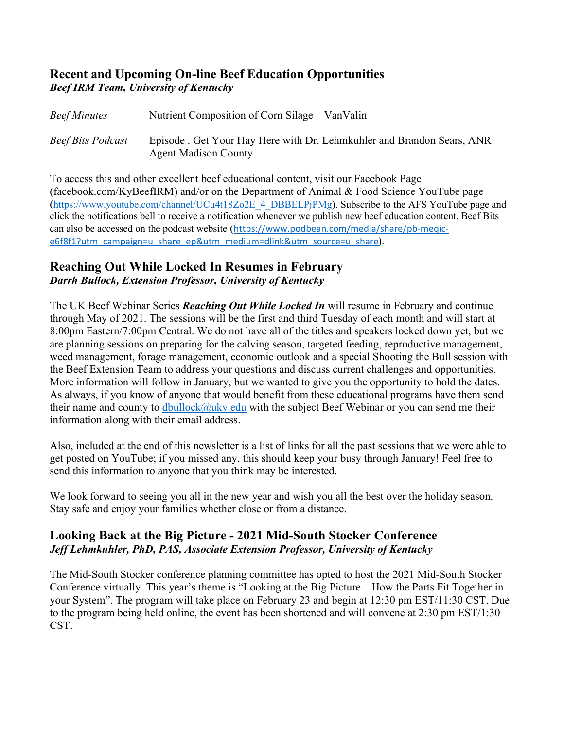## Recent and Upcoming On-line Beef Education Opportunities

***Beef IRM Team, University of Kentucky***

| | |
|---|---|
| *Beef Minutes* | Nutrient Composition of Corn Silage – VanValin |
| *Beef Bits Podcast* | Episode . Get Your Hay Here with Dr. Lehmkuhler and Brandon Sears, ANR Agent Madison County |

To access this and other excellent beef educational content, visit our Facebook Page (facebook.com/KyBeefIRM) and/or on the Department of Animal & Food Science YouTube page (https://www.youtube.com/channel/UCu4t18Zo2E_4_DBBELPjPMg). Subscribe to the AFS YouTube page and click the notifications bell to receive a notification whenever we publish new beef education content. Beef Bits can also be accessed on the podcast website (https://www.podbean.com/media/share/pb-meqic-e6f8f1?utm_campaign=u_share_ep&utm_medium=dlink&utm_source=u_share).

## Reaching Out While Locked In Resumes in February

***Darrh Bullock, Extension Professor, University of Kentucky***

The UK Beef Webinar Series ***Reaching Out While Locked In*** will resume in February and continue through May of 2021. The sessions will be the first and third Tuesday of each month and will start at 8:00pm Eastern/7:00pm Central. We do not have all of the titles and speakers locked down yet, but we are planning sessions on preparing for the calving season, targeted feeding, reproductive management, weed management, forage management, economic outlook and a special Shooting the Bull session with the Beef Extension Team to address your questions and discuss current challenges and opportunities. More information will follow in January, but we wanted to give you the opportunity to hold the dates. As always, if you know of anyone that would benefit from these educational programs have them send their name and county to dbullock@uky.edu with the subject Beef Webinar or you can send me their information along with their email address.

Also, included at the end of this newsletter is a list of links for all the past sessions that we were able to get posted on YouTube; if you missed any, this should keep your busy through January! Feel free to send this information to anyone that you think may be interested.

We look forward to seeing you all in the new year and wish you all the best over the holiday season. Stay safe and enjoy your families whether close or from a distance.

## Looking Back at the Big Picture - 2021 Mid-South Stocker Conference

***Jeff Lehmkuhler, PhD, PAS, Associate Extension Professor, University of Kentucky***

The Mid-South Stocker conference planning committee has opted to host the 2021 Mid-South Stocker Conference virtually. This year's theme is "Looking at the Big Picture – How the Parts Fit Together in your System". The program will take place on February 23 and begin at 12:30 pm EST/11:30 CST. Due to the program being held online, the event has been shortened and will convene at 2:30 pm EST/1:30 CST.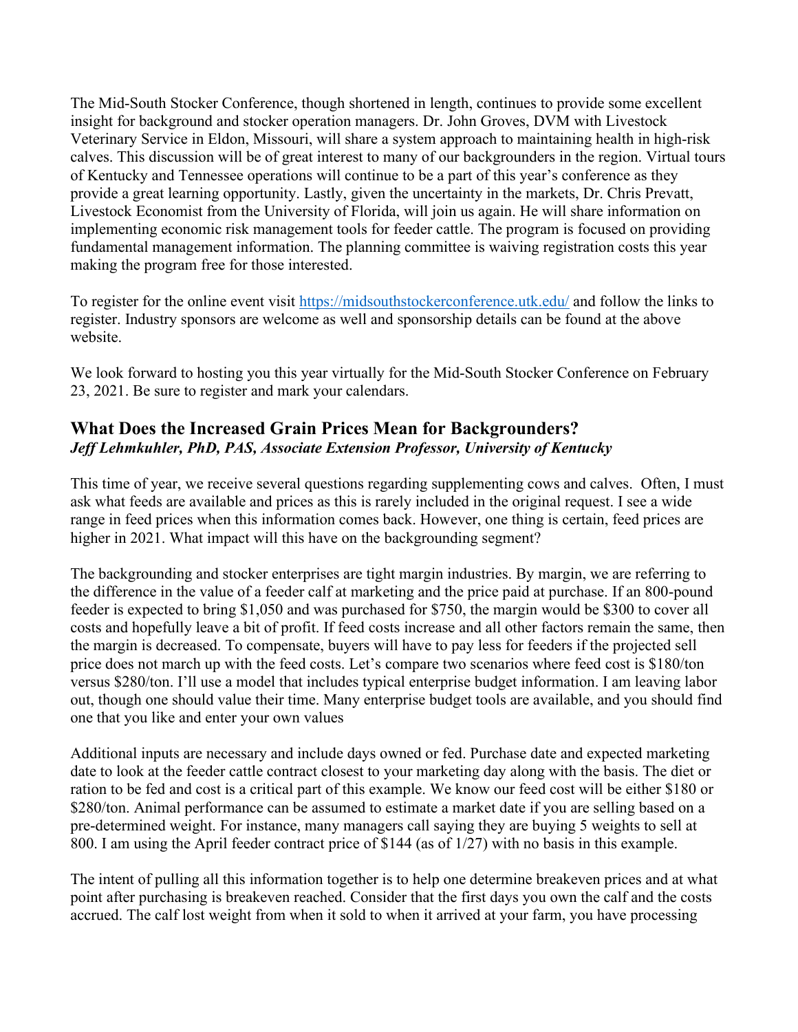The Mid-South Stocker Conference, though shortened in length, continues to provide some excellent insight for background and stocker operation managers. Dr. John Groves, DVM with Livestock Veterinary Service in Eldon, Missouri, will share a system approach to maintaining health in high-risk calves. This discussion will be of great interest to many of our backgrounders in the region. Virtual tours of Kentucky and Tennessee operations will continue to be a part of this year's conference as they provide a great learning opportunity. Lastly, given the uncertainty in the markets, Dr. Chris Prevatt, Livestock Economist from the University of Florida, will join us again. He will share information on implementing economic risk management tools for feeder cattle. The program is focused on providing fundamental management information. The planning committee is waiving registration costs this year making the program free for those interested.

To register for the online event visit https://midsouthstockerconference.utk.edu/ and follow the links to register. Industry sponsors are welcome as well and sponsorship details can be found at the above website.

We look forward to hosting you this year virtually for the Mid-South Stocker Conference on February 23, 2021. Be sure to register and mark your calendars.

## What Does the Increased Grain Prices Mean for Backgrounders?

***Jeff Lehmkuhler, PhD, PAS, Associate Extension Professor, University of Kentucky***

This time of year, we receive several questions regarding supplementing cows and calves. Often, I must ask what feeds are available and prices as this is rarely included in the original request. I see a wide range in feed prices when this information comes back. However, one thing is certain, feed prices are higher in 2021. What impact will this have on the backgrounding segment?

The backgrounding and stocker enterprises are tight margin industries. By margin, we are referring to the difference in the value of a feeder calf at marketing and the price paid at purchase. If an 800-pound feeder is expected to bring $1,050 and was purchased for $750, the margin would be $300 to cover all costs and hopefully leave a bit of profit. If feed costs increase and all other factors remain the same, then the margin is decreased. To compensate, buyers will have to pay less for feeders if the projected sell price does not march up with the feed costs. Let's compare two scenarios where feed cost is $180/ton versus $280/ton. I'll use a model that includes typical enterprise budget information. I am leaving labor out, though one should value their time. Many enterprise budget tools are available, and you should find one that you like and enter your own values

Additional inputs are necessary and include days owned or fed. Purchase date and expected marketing date to look at the feeder cattle contract closest to your marketing day along with the basis. The diet or ration to be fed and cost is a critical part of this example. We know our feed cost will be either $180 or $280/ton. Animal performance can be assumed to estimate a market date if you are selling based on a pre-determined weight. For instance, many managers call saying they are buying 5 weights to sell at 800. I am using the April feeder contract price of $144 (as of 1/27) with no basis in this example.

The intent of pulling all this information together is to help one determine breakeven prices and at what point after purchasing is breakeven reached. Consider that the first days you own the calf and the costs accrued. The calf lost weight from when it sold to when it arrived at your farm, you have processing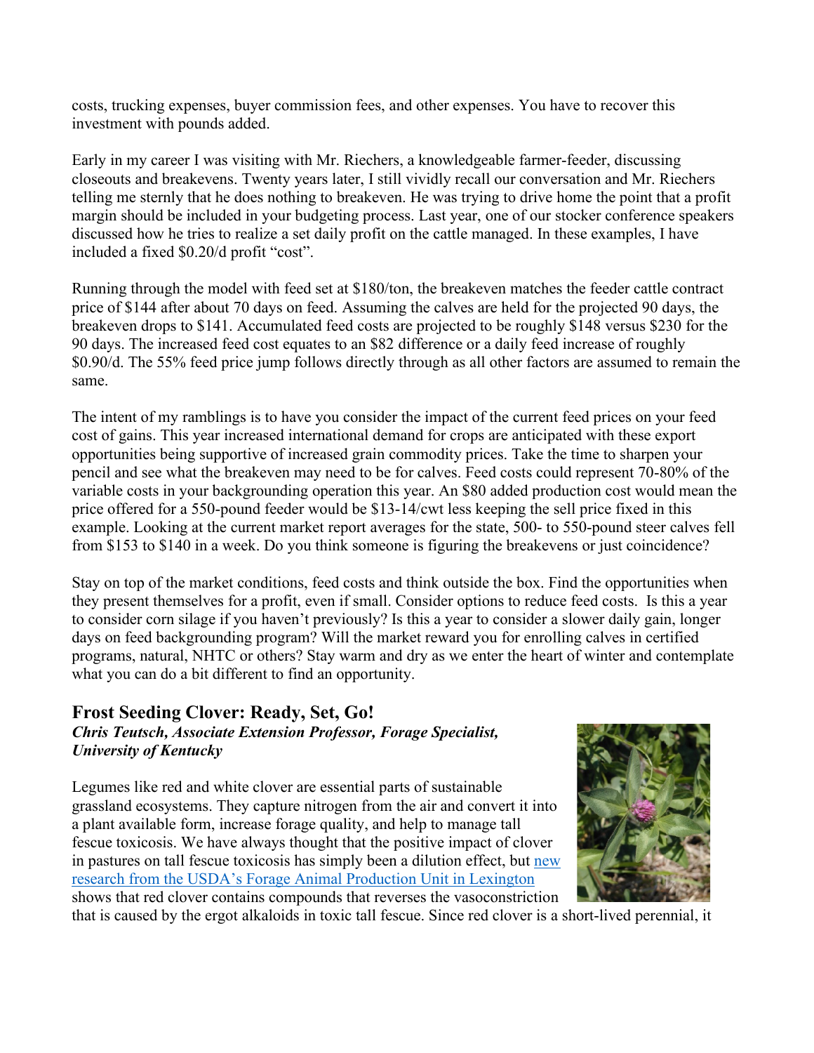costs, trucking expenses, buyer commission fees, and other expenses. You have to recover this investment with pounds added.

Early in my career I was visiting with Mr. Riechers, a knowledgeable farmer-feeder, discussing closeouts and breakevens. Twenty years later, I still vividly recall our conversation and Mr. Riechers telling me sternly that he does nothing to breakeven. He was trying to drive home the point that a profit margin should be included in your budgeting process. Last year, one of our stocker conference speakers discussed how he tries to realize a set daily profit on the cattle managed. In these examples, I have included a fixed $0.20/d profit "cost".

Running through the model with feed set at $180/ton, the breakeven matches the feeder cattle contract price of $144 after about 70 days on feed. Assuming the calves are held for the projected 90 days, the breakeven drops to $141. Accumulated feed costs are projected to be roughly $148 versus $230 for the 90 days. The increased feed cost equates to an $82 difference or a daily feed increase of roughly $0.90/d. The 55% feed price jump follows directly through as all other factors are assumed to remain the same.

The intent of my ramblings is to have you consider the impact of the current feed prices on your feed cost of gains. This year increased international demand for crops are anticipated with these export opportunities being supportive of increased grain commodity prices. Take the time to sharpen your pencil and see what the breakeven may need to be for calves. Feed costs could represent 70-80% of the variable costs in your backgrounding operation this year. An $80 added production cost would mean the price offered for a 550-pound feeder would be $13-14/cwt less keeping the sell price fixed in this example. Looking at the current market report averages for the state, 500- to 550-pound steer calves fell from $153 to $140 in a week. Do you think someone is figuring the breakevens or just coincidence?

Stay on top of the market conditions, feed costs and think outside the box. Find the opportunities when they present themselves for a profit, even if small. Consider options to reduce feed costs. Is this a year to consider corn silage if you haven't previously? Is this a year to consider a slower daily gain, longer days on feed backgrounding program? Will the market reward you for enrolling calves in certified programs, natural, NHTC or others? Stay warm and dry as we enter the heart of winter and contemplate what you can do a bit different to find an opportunity.

## Frost Seeding Clover: Ready, Set, Go!

***Chris Teutsch, Associate Extension Professor, Forage Specialist, University of Kentucky***

Legumes like red and white clover are essential parts of sustainable grassland ecosystems. They capture nitrogen from the air and convert it into a plant available form, increase forage quality, and help to manage tall fescue toxicosis. We have always thought that the positive impact of clover in pastures on tall fescue toxicosis has simply been a dilution effect, but new research from the USDA's Forage Animal Production Unit in Lexington shows that red clover contains compounds that reverses the vasoconstriction that is caused by the ergot alkaloids in toxic tall fescue. Since red clover is a short-lived perennial, it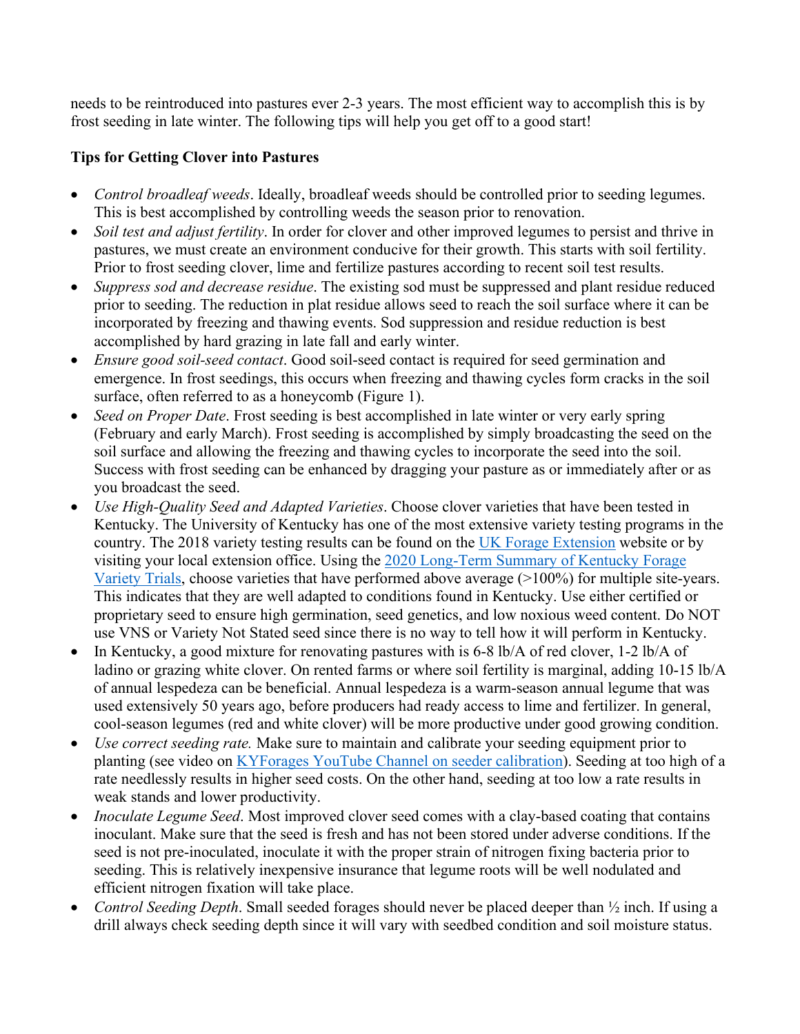needs to be reintroduced into pastures ever 2-3 years. The most efficient way to accomplish this is by frost seeding in late winter. The following tips will help you get off to a good start!

**Tips for Getting Clover into Pastures**

- *Control broadleaf weeds*. Ideally, broadleaf weeds should be controlled prior to seeding legumes. This is best accomplished by controlling weeds the season prior to renovation.
- *Soil test and adjust fertility*. In order for clover and other improved legumes to persist and thrive in pastures, we must create an environment conducive for their growth. This starts with soil fertility. Prior to frost seeding clover, lime and fertilize pastures according to recent soil test results.
- *Suppress sod and decrease residue*. The existing sod must be suppressed and plant residue reduced prior to seeding. The reduction in plat residue allows seed to reach the soil surface where it can be incorporated by freezing and thawing events. Sod suppression and residue reduction is best accomplished by hard grazing in late fall and early winter.
- *Ensure good soil-seed contact*. Good soil-seed contact is required for seed germination and emergence. In frost seedings, this occurs when freezing and thawing cycles form cracks in the soil surface, often referred to as a honeycomb (Figure 1).
- *Seed on Proper Date*. Frost seeding is best accomplished in late winter or very early spring (February and early March). Frost seeding is accomplished by simply broadcasting the seed on the soil surface and allowing the freezing and thawing cycles to incorporate the seed into the soil. Success with frost seeding can be enhanced by dragging your pasture as or immediately after or as you broadcast the seed.
- *Use High-Quality Seed and Adapted Varieties*. Choose clover varieties that have been tested in Kentucky. The University of Kentucky has one of the most extensive variety testing programs in the country. The 2018 variety testing results can be found on the [UK Forage Extension]() website or by visiting your local extension office. Using the [2020 Long-Term Summary of Kentucky Forage Variety Trials](), choose varieties that have performed above average (>100%) for multiple site-years. This indicates that they are well adapted to conditions found in Kentucky. Use either certified or proprietary seed to ensure high germination, seed genetics, and low noxious weed content. Do NOT use VNS or Variety Not Stated seed since there is no way to tell how it will perform in Kentucky.
- In Kentucky, a good mixture for renovating pastures with is 6-8 lb/A of red clover, 1-2 lb/A of ladino or grazing white clover. On rented farms or where soil fertility is marginal, adding 10-15 lb/A of annual lespedeza can be beneficial. Annual lespedeza is a warm-season annual legume that was used extensively 50 years ago, before producers had ready access to lime and fertilizer. In general, cool-season legumes (red and white clover) will be more productive under good growing condition.
- *Use correct seeding rate.* Make sure to maintain and calibrate your seeding equipment prior to planting (see video on [KYForages YouTube Channel on seeder calibration]()). Seeding at too high of a rate needlessly results in higher seed costs. On the other hand, seeding at too low a rate results in weak stands and lower productivity.
- *Inoculate Legume Seed*. Most improved clover seed comes with a clay-based coating that contains inoculant. Make sure that the seed is fresh and has not been stored under adverse conditions. If the seed is not pre-inoculated, inoculate it with the proper strain of nitrogen fixing bacteria prior to seeding. This is relatively inexpensive insurance that legume roots will be well nodulated and efficient nitrogen fixation will take place.
- *Control Seeding Depth*. Small seeded forages should never be placed deeper than ½ inch. If using a drill always check seeding depth since it will vary with seedbed condition and soil moisture status.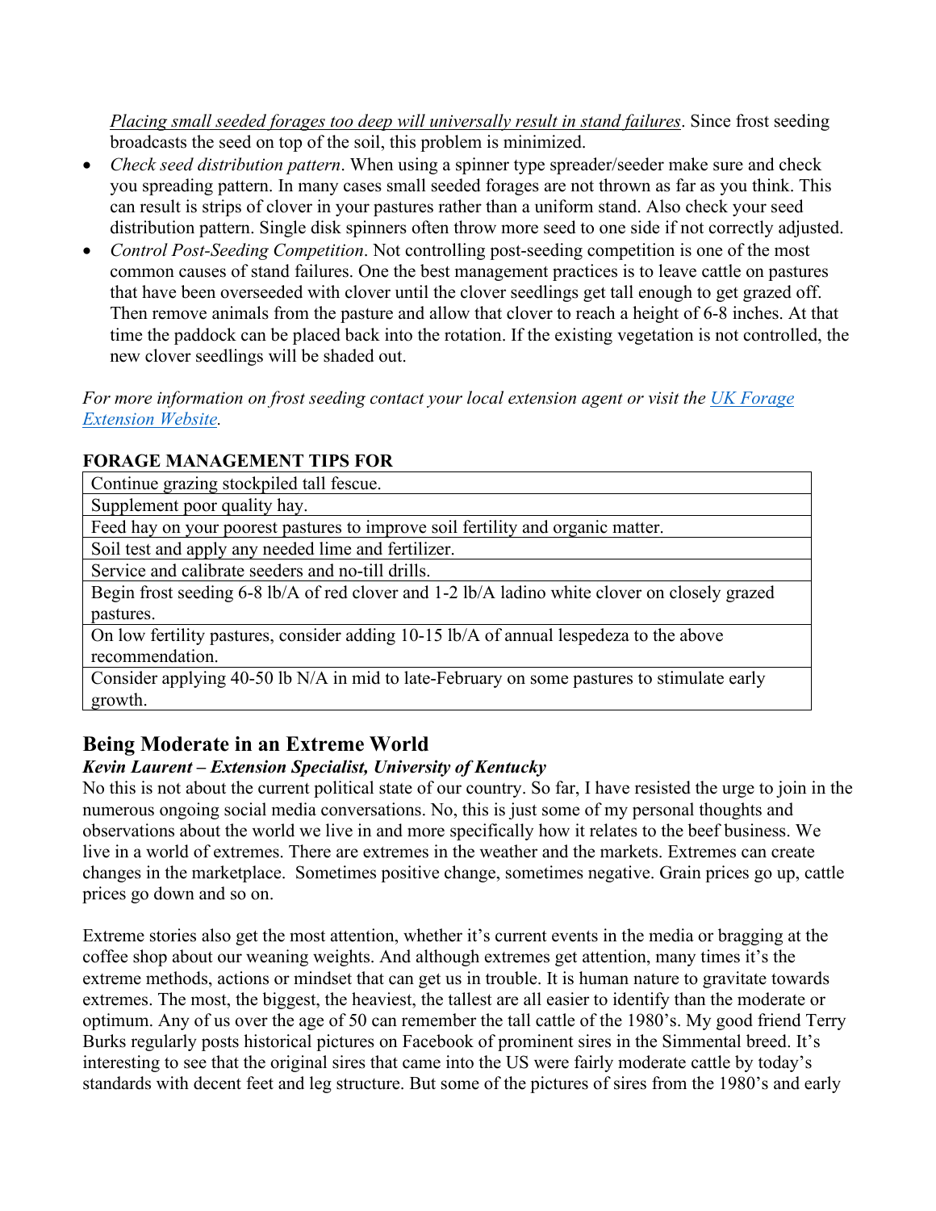*Placing small seeded forages too deep will universally result in stand failures*. Since frost seeding broadcasts the seed on top of the soil, this problem is minimized.

- *Check seed distribution pattern*. When using a spinner type spreader/seeder make sure and check you spreading pattern. In many cases small seeded forages are not thrown as far as you think. This can result is strips of clover in your pastures rather than a uniform stand. Also check your seed distribution pattern. Single disk spinners often throw more seed to one side if not correctly adjusted.
- *Control Post-Seeding Competition*. Not controlling post-seeding competition is one of the most common causes of stand failures. One the best management practices is to leave cattle on pastures that have been overseeded with clover until the clover seedlings get tall enough to get grazed off. Then remove animals from the pasture and allow that clover to reach a height of 6-8 inches. At that time the paddock can be placed back into the rotation. If the existing vegetation is not controlled, the new clover seedlings will be shaded out.

*For more information on frost seeding contact your local extension agent or visit the [UK Forage Extension Website](#).*

**FORAGE MANAGEMENT TIPS FOR**

| |
|---|
| Continue grazing stockpiled tall fescue. |
| Supplement poor quality hay. |
| Feed hay on your poorest pastures to improve soil fertility and organic matter. |
| Soil test and apply any needed lime and fertilizer. |
| Service and calibrate seeders and no-till drills. |
| Begin frost seeding 6-8 lb/A of red clover and 1-2 lb/A ladino white clover on closely grazed pastures. |
| On low fertility pastures, consider adding 10-15 lb/A of annual lespedeza to the above recommendation. |
| Consider applying 40-50 lb N/A in mid to late-February on some pastures to stimulate early growth. |

## Being Moderate in an Extreme World

***Kevin Laurent – Extension Specialist, University of Kentucky***

No this is not about the current political state of our country. So far, I have resisted the urge to join in the numerous ongoing social media conversations. No, this is just some of my personal thoughts and observations about the world we live in and more specifically how it relates to the beef business. We live in a world of extremes. There are extremes in the weather and the markets. Extremes can create changes in the marketplace. Sometimes positive change, sometimes negative. Grain prices go up, cattle prices go down and so on.

Extreme stories also get the most attention, whether it's current events in the media or bragging at the coffee shop about our weaning weights. And although extremes get attention, many times it's the extreme methods, actions or mindset that can get us in trouble. It is human nature to gravitate towards extremes. The most, the biggest, the heaviest, the tallest are all easier to identify than the moderate or optimum. Any of us over the age of 50 can remember the tall cattle of the 1980's. My good friend Terry Burks regularly posts historical pictures on Facebook of prominent sires in the Simmental breed. It's interesting to see that the original sires that came into the US were fairly moderate cattle by today's standards with decent feet and leg structure. But some of the pictures of sires from the 1980's and early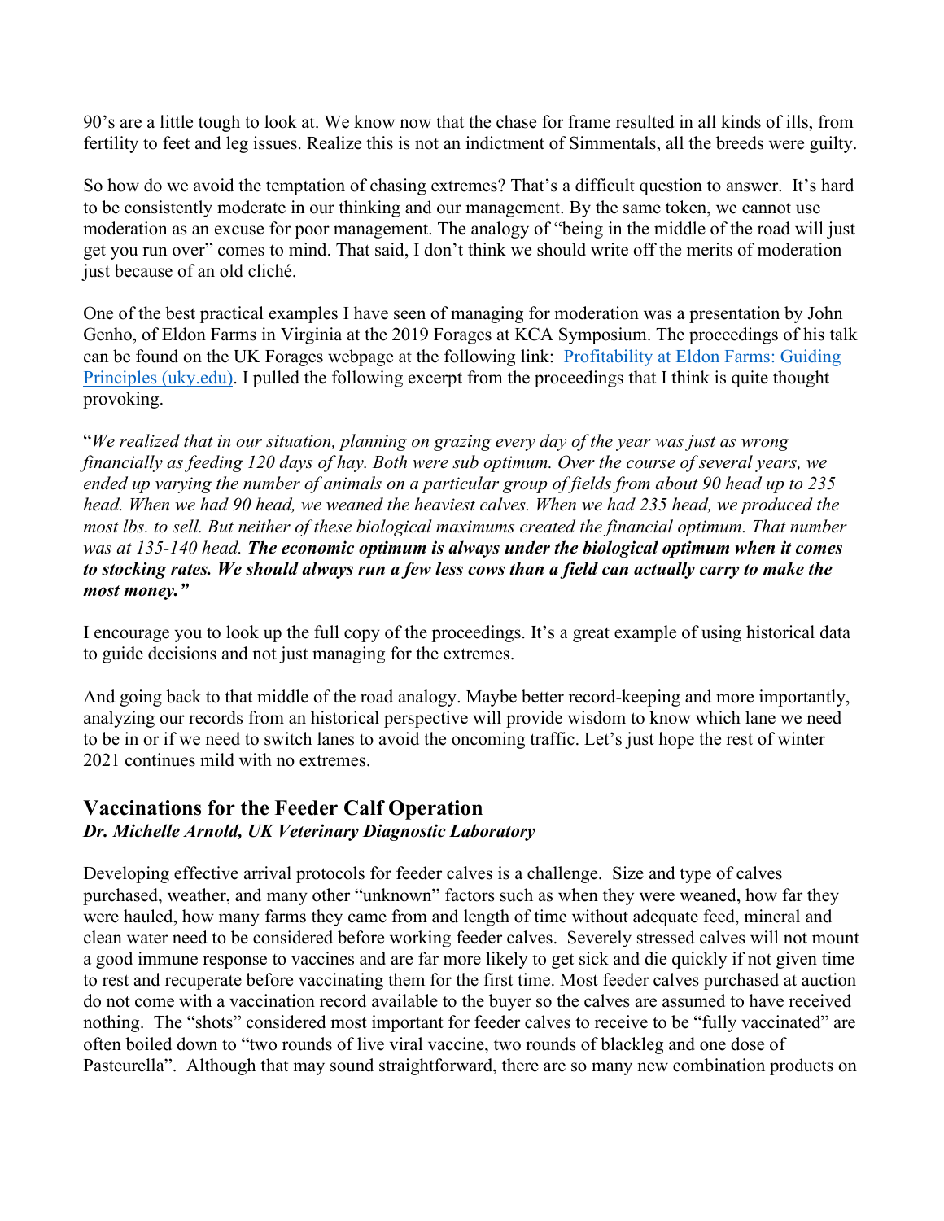90's are a little tough to look at. We know now that the chase for frame resulted in all kinds of ills, from fertility to feet and leg issues. Realize this is not an indictment of Simmentals, all the breeds were guilty.

So how do we avoid the temptation of chasing extremes? That's a difficult question to answer. It's hard to be consistently moderate in our thinking and our management. By the same token, we cannot use moderation as an excuse for poor management. The analogy of "being in the middle of the road will just get you run over" comes to mind. That said, I don't think we should write off the merits of moderation just because of an old cliché.

One of the best practical examples I have seen of managing for moderation was a presentation by John Genho, of Eldon Farms in Virginia at the 2019 Forages at KCA Symposium. The proceedings of his talk can be found on the UK Forages webpage at the following link: [Profitability at Eldon Farms: Guiding Principles (uky.edu)](). I pulled the following excerpt from the proceedings that I think is quite thought provoking.

"*We realized that in our situation, planning on grazing every day of the year was just as wrong financially as feeding 120 days of hay. Both were sub optimum. Over the course of several years, we ended up varying the number of animals on a particular group of fields from about 90 head up to 235 head. When we had 90 head, we weaned the heaviest calves. When we had 235 head, we produced the most lbs. to sell. But neither of these biological maximums created the financial optimum. That number was at 135-140 head.* ***The economic optimum is always under the biological optimum when it comes to stocking rates. We should always run a few less cows than a field can actually carry to make the most money."***

I encourage you to look up the full copy of the proceedings. It's a great example of using historical data to guide decisions and not just managing for the extremes.

And going back to that middle of the road analogy. Maybe better record-keeping and more importantly, analyzing our records from an historical perspective will provide wisdom to know which lane we need to be in or if we need to switch lanes to avoid the oncoming traffic. Let's just hope the rest of winter 2021 continues mild with no extremes.

## Vaccinations for the Feeder Calf Operation

***Dr. Michelle Arnold, UK Veterinary Diagnostic Laboratory***

Developing effective arrival protocols for feeder calves is a challenge. Size and type of calves purchased, weather, and many other "unknown" factors such as when they were weaned, how far they were hauled, how many farms they came from and length of time without adequate feed, mineral and clean water need to be considered before working feeder calves. Severely stressed calves will not mount a good immune response to vaccines and are far more likely to get sick and die quickly if not given time to rest and recuperate before vaccinating them for the first time. Most feeder calves purchased at auction do not come with a vaccination record available to the buyer so the calves are assumed to have received nothing. The "shots" considered most important for feeder calves to receive to be "fully vaccinated" are often boiled down to "two rounds of live viral vaccine, two rounds of blackleg and one dose of Pasteurella". Although that may sound straightforward, there are so many new combination products on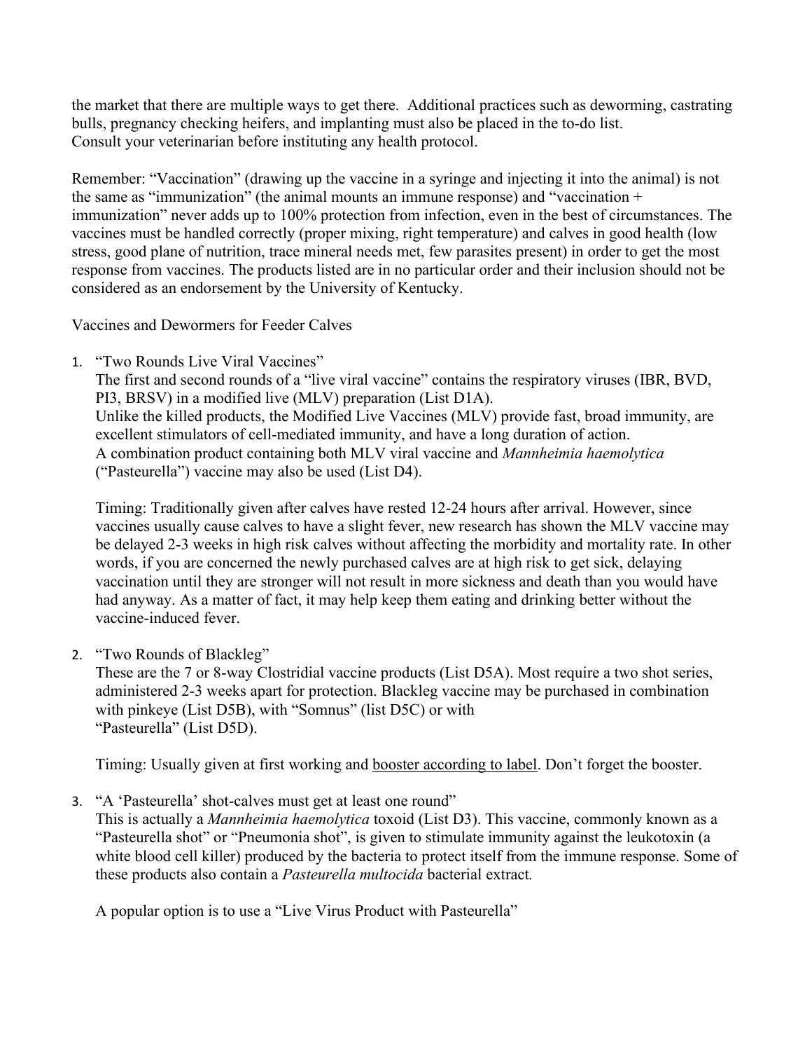the market that there are multiple ways to get there. Additional practices such as deworming, castrating bulls, pregnancy checking heifers, and implanting must also be placed in the to-do list.
Consult your veterinarian before instituting any health protocol.

Remember: "Vaccination" (drawing up the vaccine in a syringe and injecting it into the animal) is not the same as "immunization" (the animal mounts an immune response) and "vaccination + immunization" never adds up to 100% protection from infection, even in the best of circumstances. The vaccines must be handled correctly (proper mixing, right temperature) and calves in good health (low stress, good plane of nutrition, trace mineral needs met, few parasites present) in order to get the most response from vaccines. The products listed are in no particular order and their inclusion should not be considered as an endorsement by the University of Kentucky.

Vaccines and Dewormers for Feeder Calves

1. "Two Rounds Live Viral Vaccines"
   The first and second rounds of a "live viral vaccine" contains the respiratory viruses (IBR, BVD, PI3, BRSV) in a modified live (MLV) preparation (List D1A).
   Unlike the killed products, the Modified Live Vaccines (MLV) provide fast, broad immunity, are excellent stimulators of cell-mediated immunity, and have a long duration of action.
   A combination product containing both MLV viral vaccine and *Mannheimia haemolytica* ("Pasteurella") vaccine may also be used (List D4).

   Timing: Traditionally given after calves have rested 12-24 hours after arrival. However, since vaccines usually cause calves to have a slight fever, new research has shown the MLV vaccine may be delayed 2-3 weeks in high risk calves without affecting the morbidity and mortality rate. In other words, if you are concerned the newly purchased calves are at high risk to get sick, delaying vaccination until they are stronger will not result in more sickness and death than you would have had anyway. As a matter of fact, it may help keep them eating and drinking better without the vaccine-induced fever.

2. "Two Rounds of Blackleg"
   These are the 7 or 8-way Clostridial vaccine products (List D5A). Most require a two shot series, administered 2-3 weeks apart for protection. Blackleg vaccine may be purchased in combination with pinkeye (List D5B), with "Somnus" (list D5C) or with "Pasteurella" (List D5D).

   Timing: Usually given at first working and <u>booster according to label</u>. Don't forget the booster.

3. "A 'Pasteurella' shot-calves must get at least one round"
   This is actually a *Mannheimia haemolytica* toxoid (List D3). This vaccine, commonly known as a "Pasteurella shot" or "Pneumonia shot", is given to stimulate immunity against the leukotoxin (a white blood cell killer) produced by the bacteria to protect itself from the immune response. Some of these products also contain a *Pasteurella multocida* bacterial extract.

   A popular option is to use a "Live Virus Product with Pasteurella"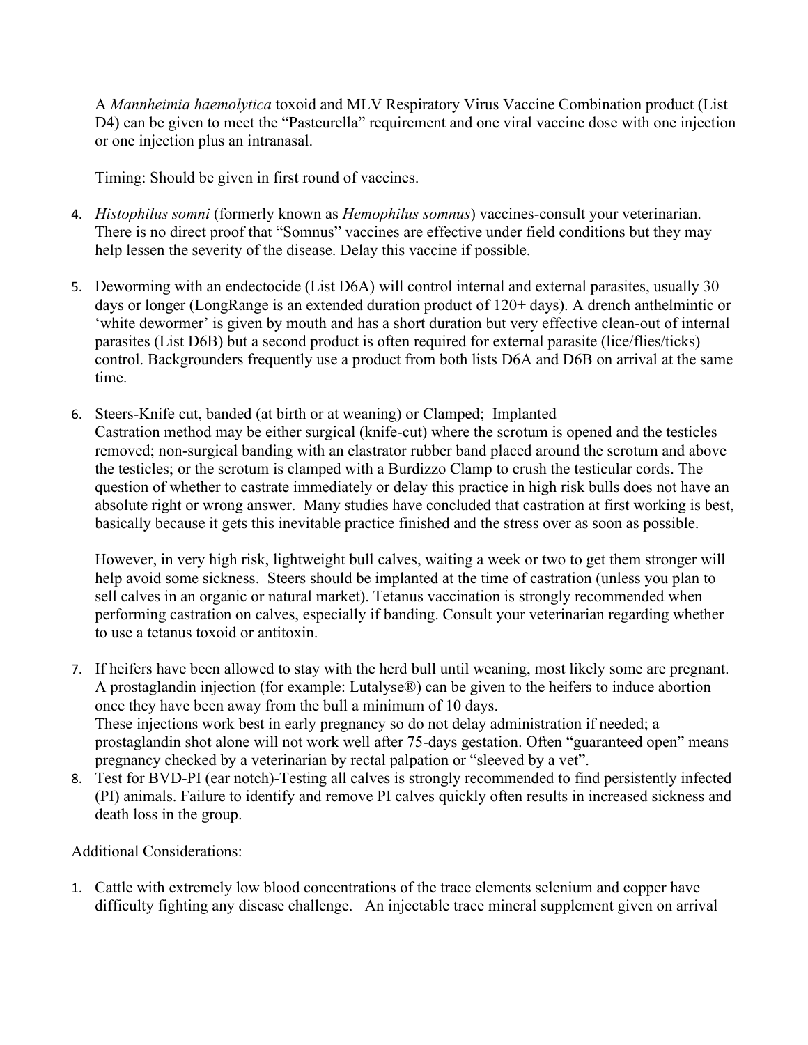A *Mannheimia haemolytica* toxoid and MLV Respiratory Virus Vaccine Combination product (List D4) can be given to meet the "Pasteurella" requirement and one viral vaccine dose with one injection or one injection plus an intranasal.

Timing: Should be given in first round of vaccines.

4. *Histophilus somni* (formerly known as *Hemophilus somnus*) vaccines-consult your veterinarian. There is no direct proof that "Somnus" vaccines are effective under field conditions but they may help lessen the severity of the disease. Delay this vaccine if possible.

5. Deworming with an endectocide (List D6A) will control internal and external parasites, usually 30 days or longer (LongRange is an extended duration product of 120+ days). A drench anthelmintic or 'white dewormer' is given by mouth and has a short duration but very effective clean-out of internal parasites (List D6B) but a second product is often required for external parasite (lice/flies/ticks) control. Backgrounders frequently use a product from both lists D6A and D6B on arrival at the same time.

6. Steers-Knife cut, banded (at birth or at weaning) or Clamped; Implanted
   Castration method may be either surgical (knife-cut) where the scrotum is opened and the testicles removed; non-surgical banding with an elastrator rubber band placed around the scrotum and above the testicles; or the scrotum is clamped with a Burdizzo Clamp to crush the testicular cords. The question of whether to castrate immediately or delay this practice in high risk bulls does not have an absolute right or wrong answer. Many studies have concluded that castration at first working is best, basically because it gets this inevitable practice finished and the stress over as soon as possible.

   However, in very high risk, lightweight bull calves, waiting a week or two to get them stronger will help avoid some sickness. Steers should be implanted at the time of castration (unless you plan to sell calves in an organic or natural market). Tetanus vaccination is strongly recommended when performing castration on calves, especially if banding. Consult your veterinarian regarding whether to use a tetanus toxoid or antitoxin.

7. If heifers have been allowed to stay with the herd bull until weaning, most likely some are pregnant. A prostaglandin injection (for example: Lutalyse®) can be given to the heifers to induce abortion once they have been away from the bull a minimum of 10 days.
   These injections work best in early pregnancy so do not delay administration if needed; a prostaglandin shot alone will not work well after 75-days gestation. Often "guaranteed open" means pregnancy checked by a veterinarian by rectal palpation or "sleeved by a vet".

8. Test for BVD-PI (ear notch)-Testing all calves is strongly recommended to find persistently infected (PI) animals. Failure to identify and remove PI calves quickly often results in increased sickness and death loss in the group.

Additional Considerations:

1. Cattle with extremely low blood concentrations of the trace elements selenium and copper have difficulty fighting any disease challenge. An injectable trace mineral supplement given on arrival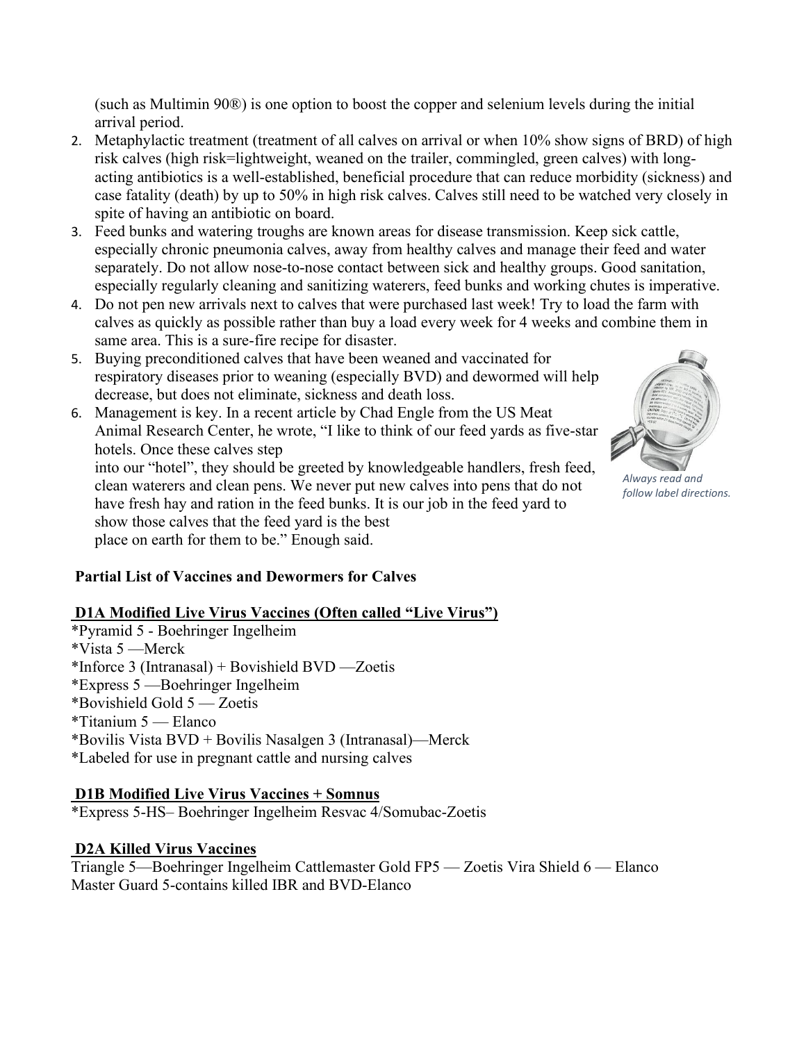(such as Multimin 90®) is one option to boost the copper and selenium levels during the initial arrival period.

2. Metaphylactic treatment (treatment of all calves on arrival or when 10% show signs of BRD) of high risk calves (high risk=lightweight, weaned on the trailer, commingled, green calves) with long-acting antibiotics is a well-established, beneficial procedure that can reduce morbidity (sickness) and case fatality (death) by up to 50% in high risk calves. Calves still need to be watched very closely in spite of having an antibiotic on board.
3. Feed bunks and watering troughs are known areas for disease transmission. Keep sick cattle, especially chronic pneumonia calves, away from healthy calves and manage their feed and water separately. Do not allow nose-to-nose contact between sick and healthy groups. Good sanitation, especially regularly cleaning and sanitizing waterers, feed bunks and working chutes is imperative.
4. Do not pen new arrivals next to calves that were purchased last week! Try to load the farm with calves as quickly as possible rather than buy a load every week for 4 weeks and combine them in same area. This is a sure-fire recipe for disaster.
5. Buying preconditioned calves that have been weaned and vaccinated for respiratory diseases prior to weaning (especially BVD) and dewormed will help decrease, but does not eliminate, sickness and death loss.
6. Management is key. In a recent article by Chad Engle from the US Meat Animal Research Center, he wrote, "I like to think of our feed yards as five-star hotels. Once these calves step into our "hotel", they should be greeted by knowledgeable handlers, fresh feed, clean waterers and clean pens. We never put new calves into pens that do not have fresh hay and ration in the feed bunks. It is our job in the feed yard to show those calves that the feed yard is the best place on earth for them to be." Enough said.

*Always read and follow label directions.*

**Partial List of Vaccines and Dewormers for Calves**

**D1A Modified Live Virus Vaccines (Often called "Live Virus")**

*Pyramid 5 - Boehringer Ingelheim
*Vista 5 —Merck
*Inforce 3 (Intranasal) + Bovishield BVD —Zoetis
*Express 5 —Boehringer Ingelheim
*Bovishield Gold 5 — Zoetis
*Titanium 5 — Elanco
*Bovilis Vista BVD + Bovilis Nasalgen 3 (Intranasal)—Merck
*Labeled for use in pregnant cattle and nursing calves

**D1B Modified Live Virus Vaccines + Somnus**

*Express 5-HS– Boehringer Ingelheim Resvac 4/Somubac-Zoetis

**D2A Killed Virus Vaccines**

Triangle 5—Boehringer Ingelheim Cattlemaster Gold FP5 — Zoetis Vira Shield 6 — Elanco
Master Guard 5-contains killed IBR and BVD-Elanco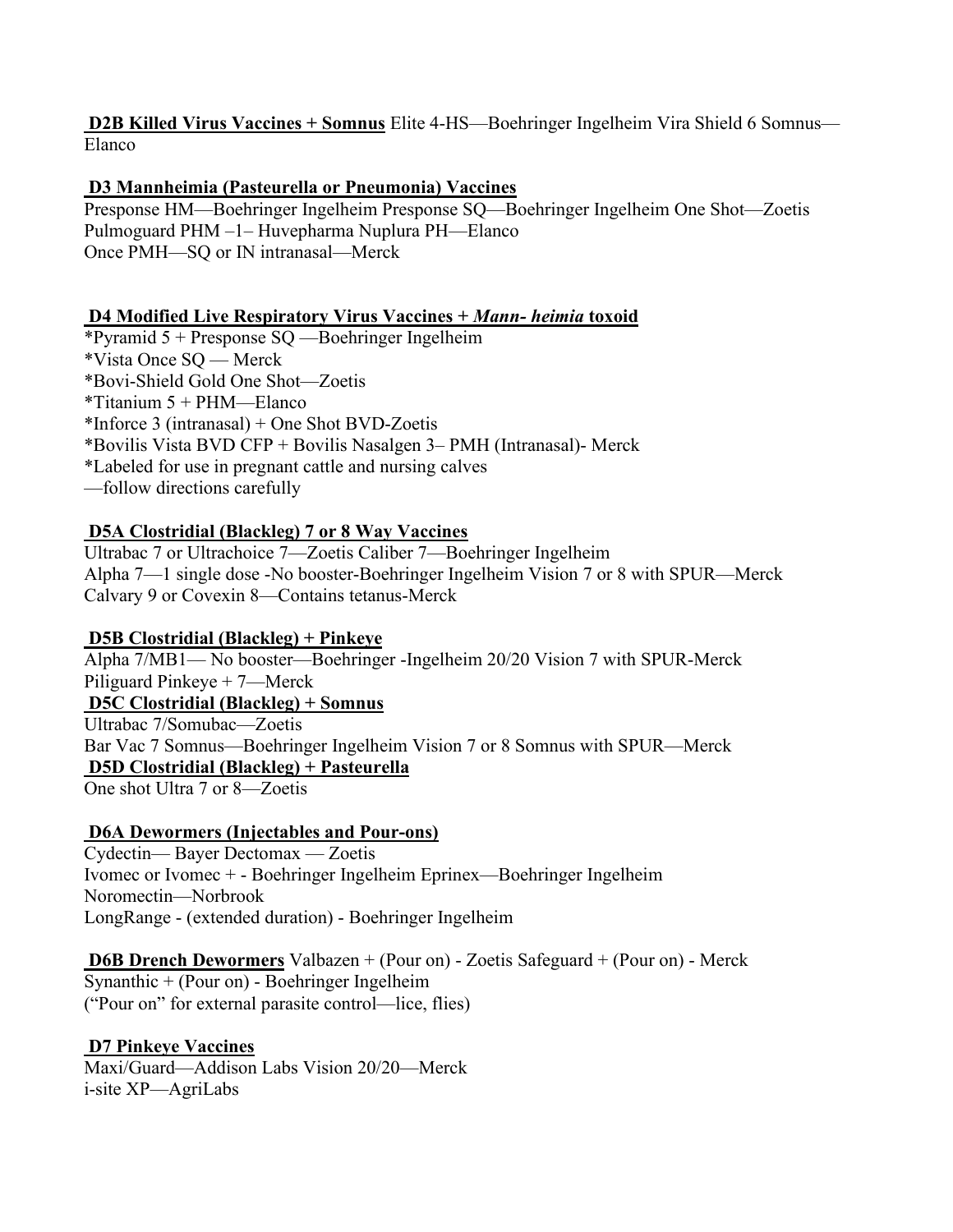**<u>D2B Killed Virus Vaccines + Somnus</u>** Elite 4-HS—Boehringer Ingelheim Vira Shield 6 Somnus—Elanco

**<u>D3 Mannheimia (Pasteurella or Pneumonia) Vaccines</u>**

Presponse HM—Boehringer Ingelheim Presponse SQ—Boehringer Ingelheim One Shot—Zoetis
Pulmoguard PHM –1– Huvepharma Nuplura PH—Elanco
Once PMH—SQ or IN intranasal—Merck

**<u>D4 Modified Live Respiratory Virus Vaccines + *Mann- heimia* toxoid</u>**

*Pyramid 5 + Presponse SQ —Boehringer Ingelheim
*Vista Once SQ — Merck
*Bovi-Shield Gold One Shot—Zoetis
*Titanium 5 + PHM—Elanco
*Inforce 3 (intranasal) + One Shot BVD-Zoetis
*Bovilis Vista BVD CFP + Bovilis Nasalgen 3– PMH (Intranasal)- Merck
*Labeled for use in pregnant cattle and nursing calves
—follow directions carefully

**<u>D5A Clostridial (Blackleg) 7 or 8 Way Vaccines</u>**

Ultrabac 7 or Ultrachoice 7—Zoetis Caliber 7—Boehringer Ingelheim
Alpha 7—1 single dose -No booster-Boehringer Ingelheim Vision 7 or 8 with SPUR—Merck
Calvary 9 or Covexin 8—Contains tetanus-Merck

**<u>D5B Clostridial (Blackleg) + Pinkeye</u>**

Alpha 7/MB1— No booster—Boehringer -Ingelheim 20/20 Vision 7 with SPUR-Merck
Piliguard Pinkeye + 7—Merck

**<u>D5C Clostridial (Blackleg) + Somnus</u>**

Ultrabac 7/Somubac—Zoetis
Bar Vac 7 Somnus—Boehringer Ingelheim Vision 7 or 8 Somnus with SPUR—Merck

**<u>D5D Clostridial (Blackleg) + Pasteurella</u>**

One shot Ultra 7 or 8—Zoetis

**<u>D6A Dewormers (Injectables and Pour-ons)</u>**

Cydectin— Bayer Dectomax — Zoetis
Ivomec or Ivomec + - Boehringer Ingelheim Eprinex—Boehringer Ingelheim
Noromectin—Norbrook
LongRange - (extended duration) - Boehringer Ingelheim

**<u>D6B Drench Dewormers</u>** Valbazen + (Pour on) - Zoetis Safeguard + (Pour on) - Merck
Synanthic + (Pour on) - Boehringer Ingelheim
("Pour on" for external parasite control—lice, flies)

**<u>D7 Pinkeye Vaccines</u>**

Maxi/Guard—Addison Labs Vision 20/20—Merck
i-site XP—AgriLabs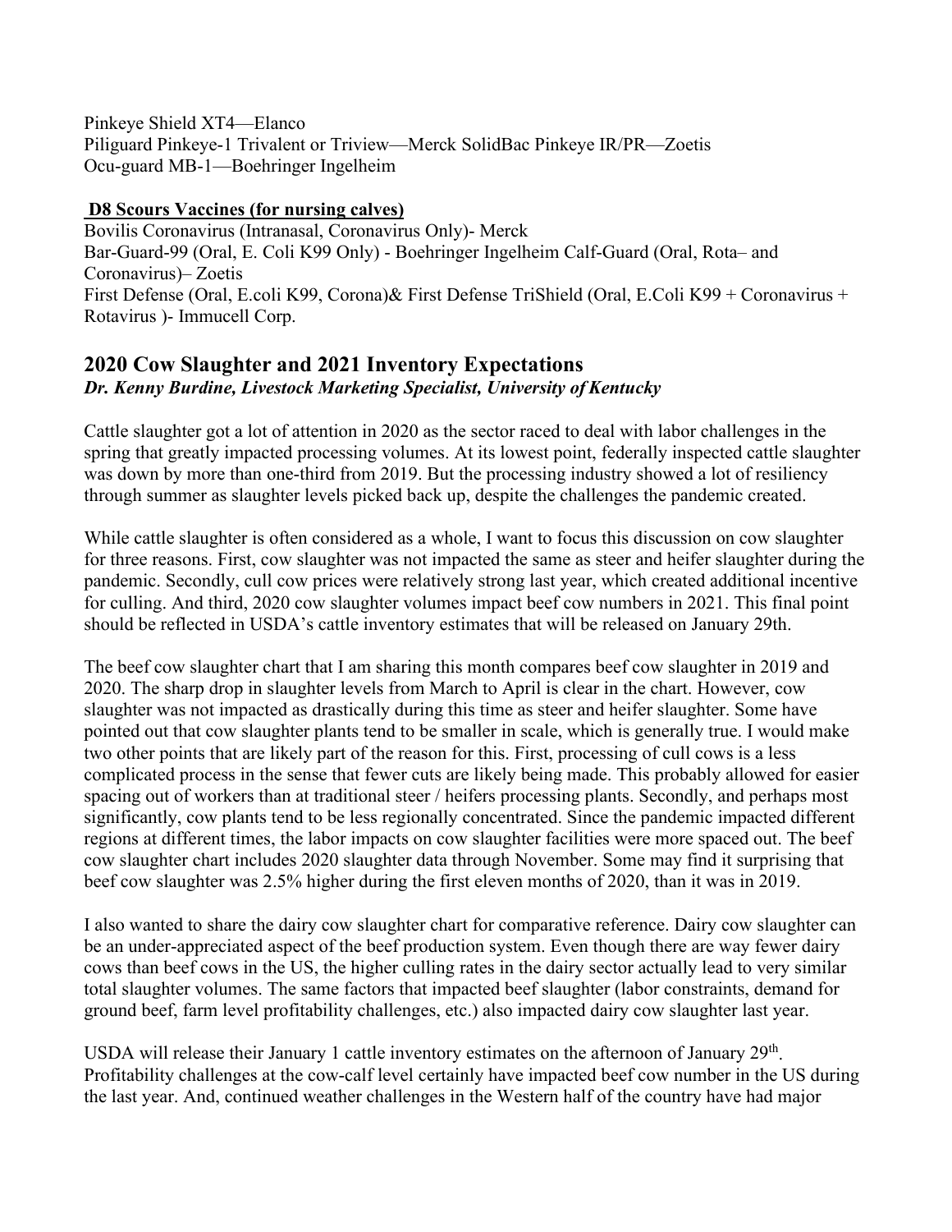Pinkeye Shield XT4—Elanco
Piliguard Pinkeye-1 Trivalent or Triview—Merck SolidBac Pinkeye IR/PR—Zoetis
Ocu-guard MB-1—Boehringer Ingelheim

**D8 Scours Vaccines (for nursing calves)**

Bovilis Coronavirus (Intranasal, Coronavirus Only)- Merck
Bar-Guard-99 (Oral, E. Coli K99 Only) - Boehringer Ingelheim Calf-Guard (Oral, Rota– and Coronavirus)– Zoetis
First Defense (Oral, E.coli K99, Corona)& First Defense TriShield (Oral, E.Coli K99 + Coronavirus + Rotavirus )- Immucell Corp.

## 2020 Cow Slaughter and 2021 Inventory Expectations

***Dr. Kenny Burdine, Livestock Marketing Specialist, University of Kentucky***

Cattle slaughter got a lot of attention in 2020 as the sector raced to deal with labor challenges in the spring that greatly impacted processing volumes. At its lowest point, federally inspected cattle slaughter was down by more than one-third from 2019. But the processing industry showed a lot of resiliency through summer as slaughter levels picked back up, despite the challenges the pandemic created.

While cattle slaughter is often considered as a whole, I want to focus this discussion on cow slaughter for three reasons. First, cow slaughter was not impacted the same as steer and heifer slaughter during the pandemic. Secondly, cull cow prices were relatively strong last year, which created additional incentive for culling. And third, 2020 cow slaughter volumes impact beef cow numbers in 2021. This final point should be reflected in USDA's cattle inventory estimates that will be released on January 29th.

The beef cow slaughter chart that I am sharing this month compares beef cow slaughter in 2019 and 2020. The sharp drop in slaughter levels from March to April is clear in the chart. However, cow slaughter was not impacted as drastically during this time as steer and heifer slaughter. Some have pointed out that cow slaughter plants tend to be smaller in scale, which is generally true. I would make two other points that are likely part of the reason for this. First, processing of cull cows is a less complicated process in the sense that fewer cuts are likely being made. This probably allowed for easier spacing out of workers than at traditional steer / heifers processing plants. Secondly, and perhaps most significantly, cow plants tend to be less regionally concentrated. Since the pandemic impacted different regions at different times, the labor impacts on cow slaughter facilities were more spaced out. The beef cow slaughter chart includes 2020 slaughter data through November. Some may find it surprising that beef cow slaughter was 2.5% higher during the first eleven months of 2020, than it was in 2019.

I also wanted to share the dairy cow slaughter chart for comparative reference. Dairy cow slaughter can be an under-appreciated aspect of the beef production system. Even though there are way fewer dairy cows than beef cows in the US, the higher culling rates in the dairy sector actually lead to very similar total slaughter volumes. The same factors that impacted beef slaughter (labor constraints, demand for ground beef, farm level profitability challenges, etc.) also impacted dairy cow slaughter last year.

USDA will release their January 1 cattle inventory estimates on the afternoon of January 29th. Profitability challenges at the cow-calf level certainly have impacted beef cow number in the US during the last year. And, continued weather challenges in the Western half of the country have had major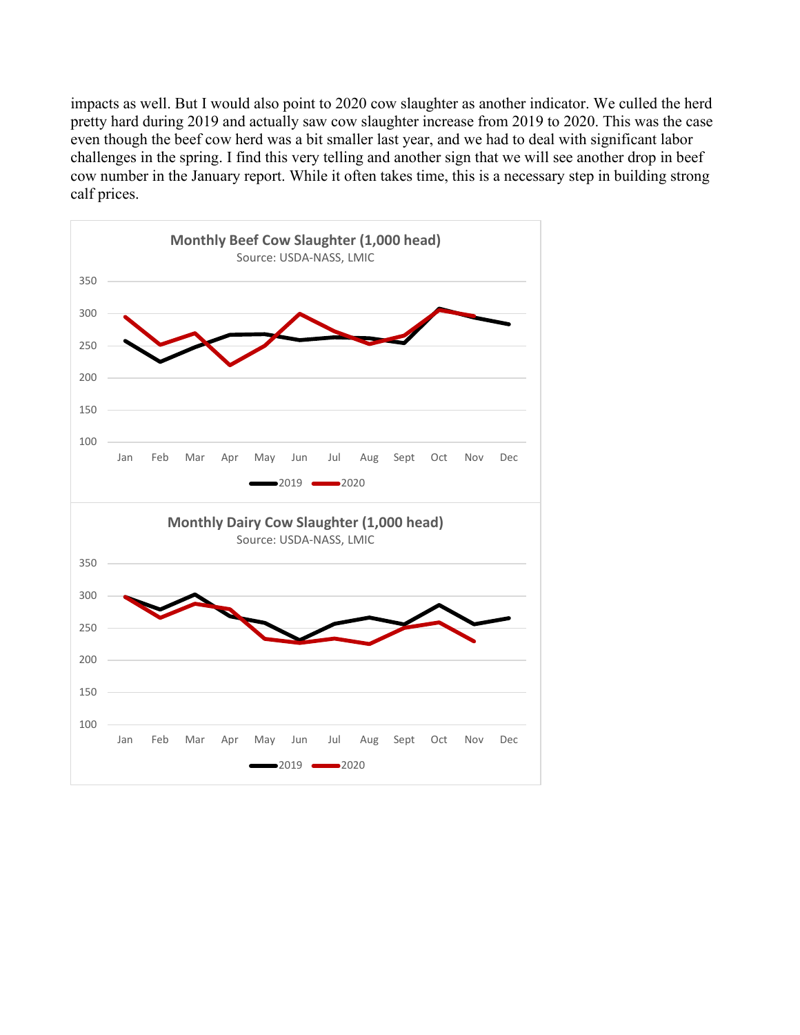impacts as well. But I would also point to 2020 cow slaughter as another indicator. We culled the herd pretty hard during 2019 and actually saw cow slaughter increase from 2019 to 2020. This was the case even though the beef cow herd was a bit smaller last year, and we had to deal with significant labor challenges in the spring. I find this very telling and another sign that we will see another drop in beef cow number in the January report. While it often takes time, this is a necessary step in building strong calf prices.

**Monthly Beef Cow Slaughter (1,000 head)**
Source: USDA-NASS, LMIC

350
300
250
200
150
100

Jan Feb Mar Apr May Jun Jul Aug Sept Oct Nov Dec

2019 2020

**Monthly Dairy Cow Slaughter (1,000 head)**
Source: USDA-NASS, LMIC

350
300
250
200
150
100

Jan Feb Mar Apr May Jun Jul Aug Sept Oct Nov Dec

2019 2020